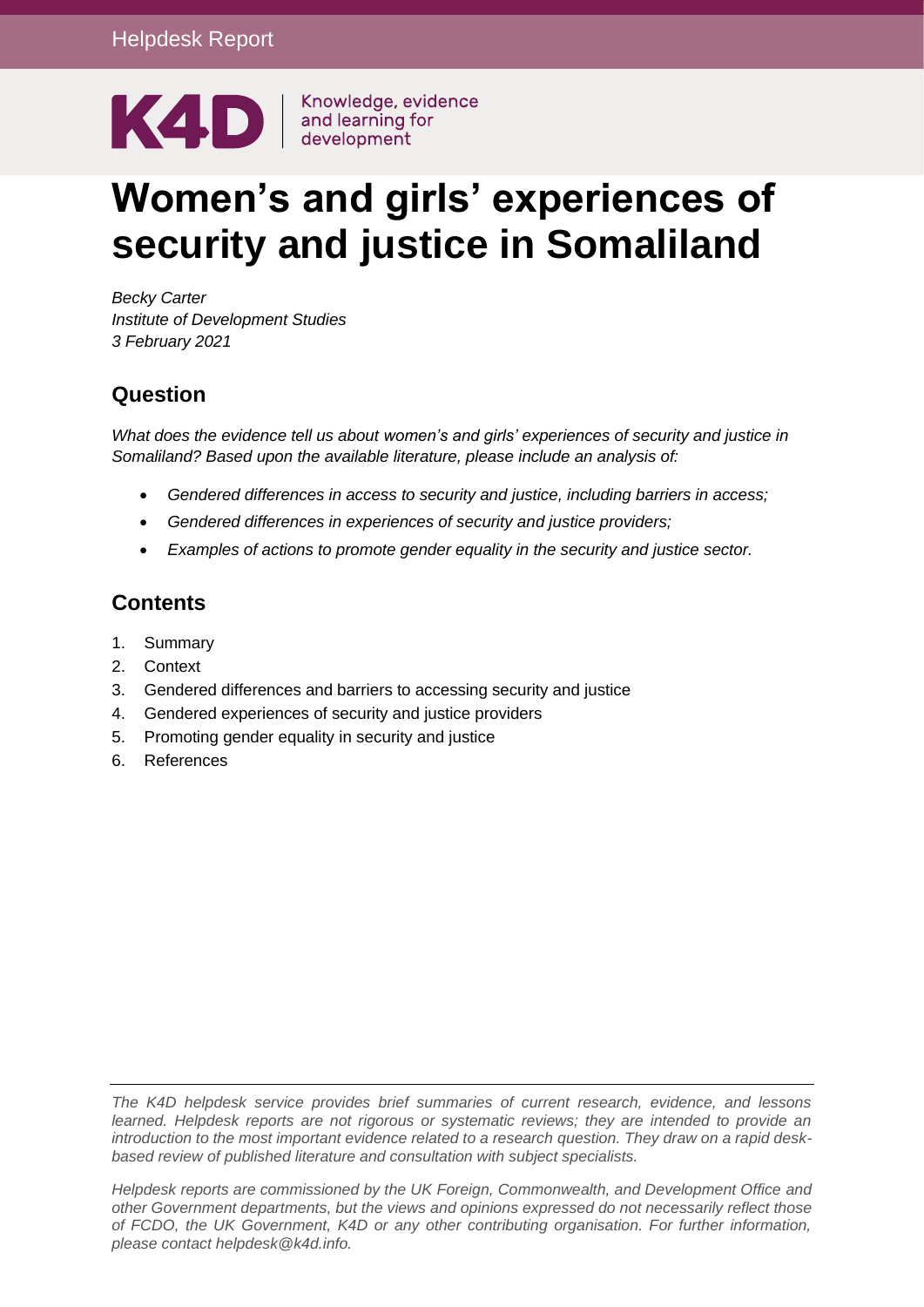Helpdesk Report

K4D | Knowledge, evidence and learning for development

# Women's and girls' experiences of security and justice in Somaliland

*Becky Carter*
*Institute of Development Studies*
*3 February 2021*

## Question

*What does the evidence tell us about women's and girls' experiences of security and justice in Somaliland? Based upon the available literature, please include an analysis of:*

- *Gendered differences in access to security and justice, including barriers in access;*
- *Gendered differences in experiences of security and justice providers;*
- *Examples of actions to promote gender equality in the security and justice sector.*

## Contents

1. Summary
2. Context
3. Gendered differences and barriers to accessing security and justice
4. Gendered experiences of security and justice providers
5. Promoting gender equality in security and justice
6. References

*The K4D helpdesk service provides brief summaries of current research, evidence, and lessons learned. Helpdesk reports are not rigorous or systematic reviews; they are intended to provide an introduction to the most important evidence related to a research question. They draw on a rapid desk-based review of published literature and consultation with subject specialists.*

*Helpdesk reports are commissioned by the UK Foreign, Commonwealth, and Development Office and other Government departments, but the views and opinions expressed do not necessarily reflect those of FCDO, the UK Government, K4D or any other contributing organisation. For further information, please contact helpdesk@k4d.info.*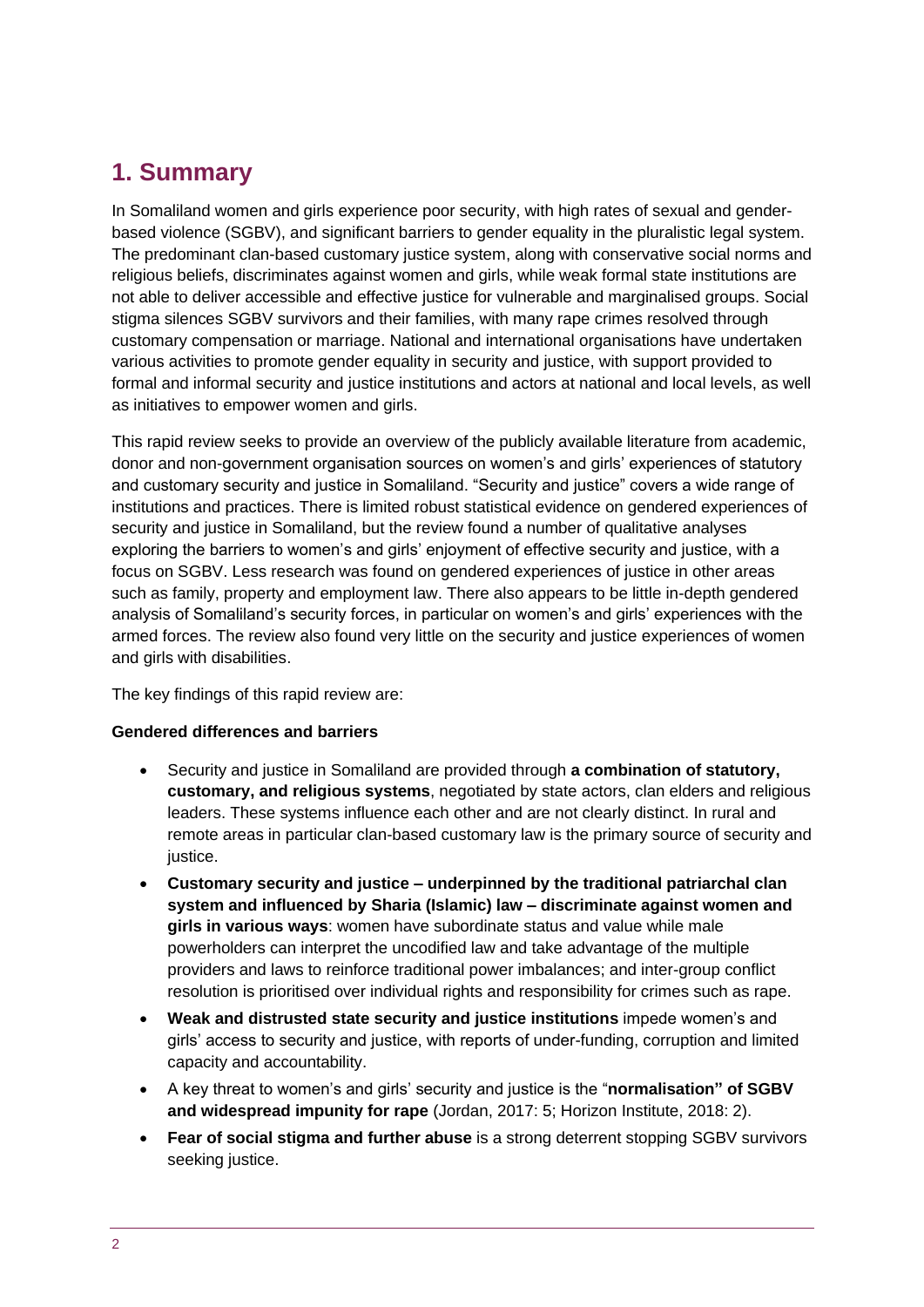# 1. Summary

In Somaliland women and girls experience poor security, with high rates of sexual and gender-based violence (SGBV), and significant barriers to gender equality in the pluralistic legal system. The predominant clan-based customary justice system, along with conservative social norms and religious beliefs, discriminates against women and girls, while weak formal state institutions are not able to deliver accessible and effective justice for vulnerable and marginalised groups. Social stigma silences SGBV survivors and their families, with many rape crimes resolved through customary compensation or marriage. National and international organisations have undertaken various activities to promote gender equality in security and justice, with support provided to formal and informal security and justice institutions and actors at national and local levels, as well as initiatives to empower women and girls.

This rapid review seeks to provide an overview of the publicly available literature from academic, donor and non-government organisation sources on women's and girls' experiences of statutory and customary security and justice in Somaliland. "Security and justice" covers a wide range of institutions and practices. There is limited robust statistical evidence on gendered experiences of security and justice in Somaliland, but the review found a number of qualitative analyses exploring the barriers to women's and girls' enjoyment of effective security and justice, with a focus on SGBV. Less research was found on gendered experiences of justice in other areas such as family, property and employment law. There also appears to be little in-depth gendered analysis of Somaliland's security forces, in particular on women's and girls' experiences with the armed forces. The review also found very little on the security and justice experiences of women and girls with disabilities.

The key findings of this rapid review are:

**Gendered differences and barriers**

- Security and justice in Somaliland are provided through **a combination of statutory, customary, and religious systems**, negotiated by state actors, clan elders and religious leaders. These systems influence each other and are not clearly distinct. In rural and remote areas in particular clan-based customary law is the primary source of security and justice.
- **Customary security and justice – underpinned by the traditional patriarchal clan system and influenced by Sharia (Islamic) law – discriminate against women and girls in various ways**: women have subordinate status and value while male powerholders can interpret the uncodified law and take advantage of the multiple providers and laws to reinforce traditional power imbalances; and inter-group conflict resolution is prioritised over individual rights and responsibility for crimes such as rape.
- **Weak and distrusted state security and justice institutions** impede women's and girls' access to security and justice, with reports of under-funding, corruption and limited capacity and accountability.
- A key threat to women's and girls' security and justice is the "**normalisation" of SGBV and widespread impunity for rape** (Jordan, 2017: 5; Horizon Institute, 2018: 2).
- **Fear of social stigma and further abuse** is a strong deterrent stopping SGBV survivors seeking justice.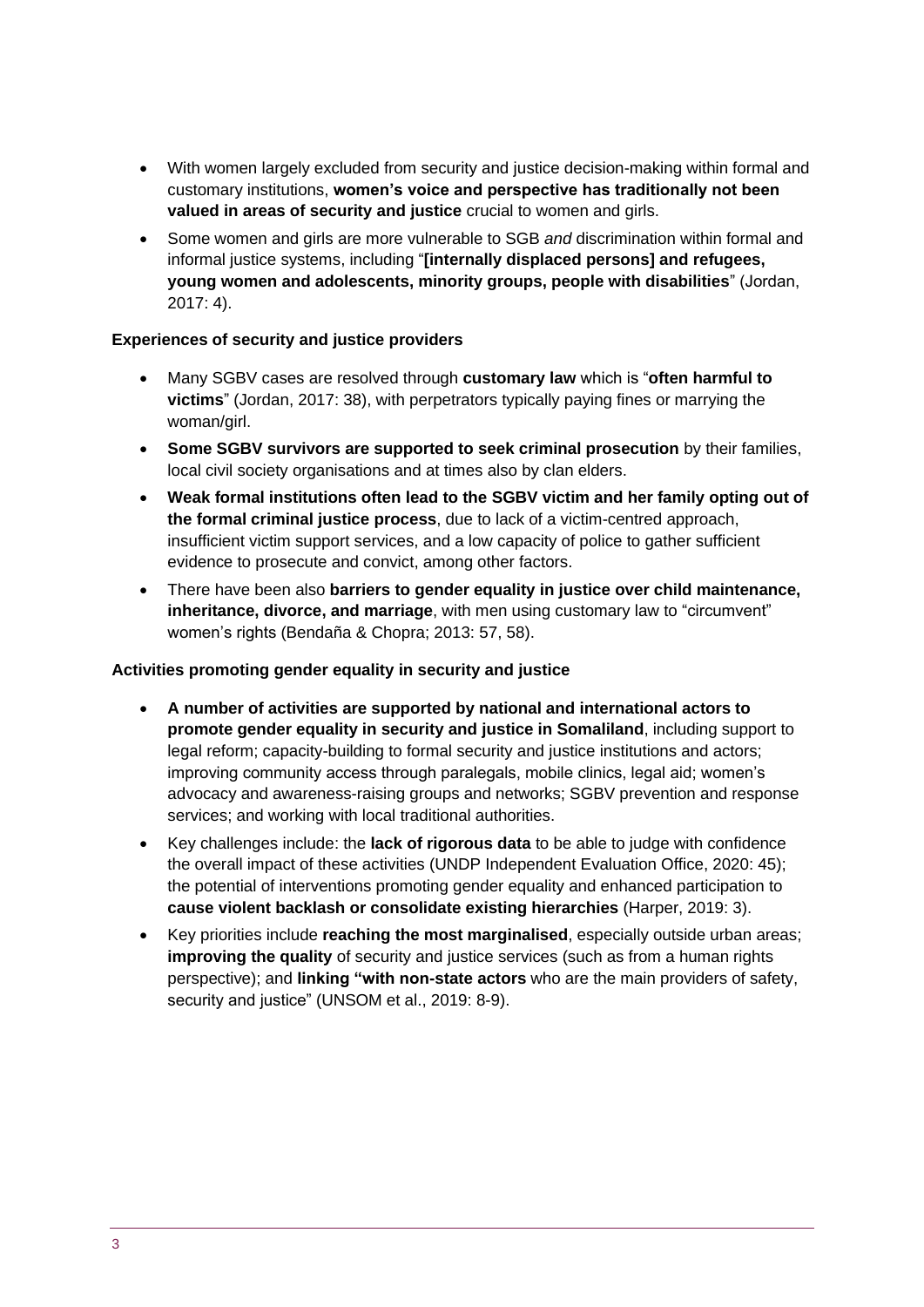- With women largely excluded from security and justice decision-making within formal and customary institutions, **women's voice and perspective has traditionally not been valued in areas of security and justice** crucial to women and girls.
- Some women and girls are more vulnerable to SGB *and* discrimination within formal and informal justice systems, including "**[internally displaced persons] and refugees, young women and adolescents, minority groups, people with disabilities**" (Jordan, 2017: 4).

**Experiences of security and justice providers**

- Many SGBV cases are resolved through **customary law** which is "**often harmful to victims**" (Jordan, 2017: 38), with perpetrators typically paying fines or marrying the woman/girl.
- **Some SGBV survivors are supported to seek criminal prosecution** by their families, local civil society organisations and at times also by clan elders.
- **Weak formal institutions often lead to the SGBV victim and her family opting out of the formal criminal justice process**, due to lack of a victim-centred approach, insufficient victim support services, and a low capacity of police to gather sufficient evidence to prosecute and convict, among other factors.
- There have been also **barriers to gender equality in justice over child maintenance, inheritance, divorce, and marriage**, with men using customary law to "circumvent" women's rights (Bendaña & Chopra; 2013: 57, 58).

**Activities promoting gender equality in security and justice**

- **A number of activities are supported by national and international actors to promote gender equality in security and justice in Somaliland**, including support to legal reform; capacity-building to formal security and justice institutions and actors; improving community access through paralegals, mobile clinics, legal aid; women's advocacy and awareness-raising groups and networks; SGBV prevention and response services; and working with local traditional authorities.
- Key challenges include: the **lack of rigorous data** to be able to judge with confidence the overall impact of these activities (UNDP Independent Evaluation Office, 2020: 45); the potential of interventions promoting gender equality and enhanced participation to **cause violent backlash or consolidate existing hierarchies** (Harper, 2019: 3).
- Key priorities include **reaching the most marginalised**, especially outside urban areas; **improving the quality** of security and justice services (such as from a human rights perspective); and **linking "with non-state actors** who are the main providers of safety, security and justice" (UNSOM et al., 2019: 8-9).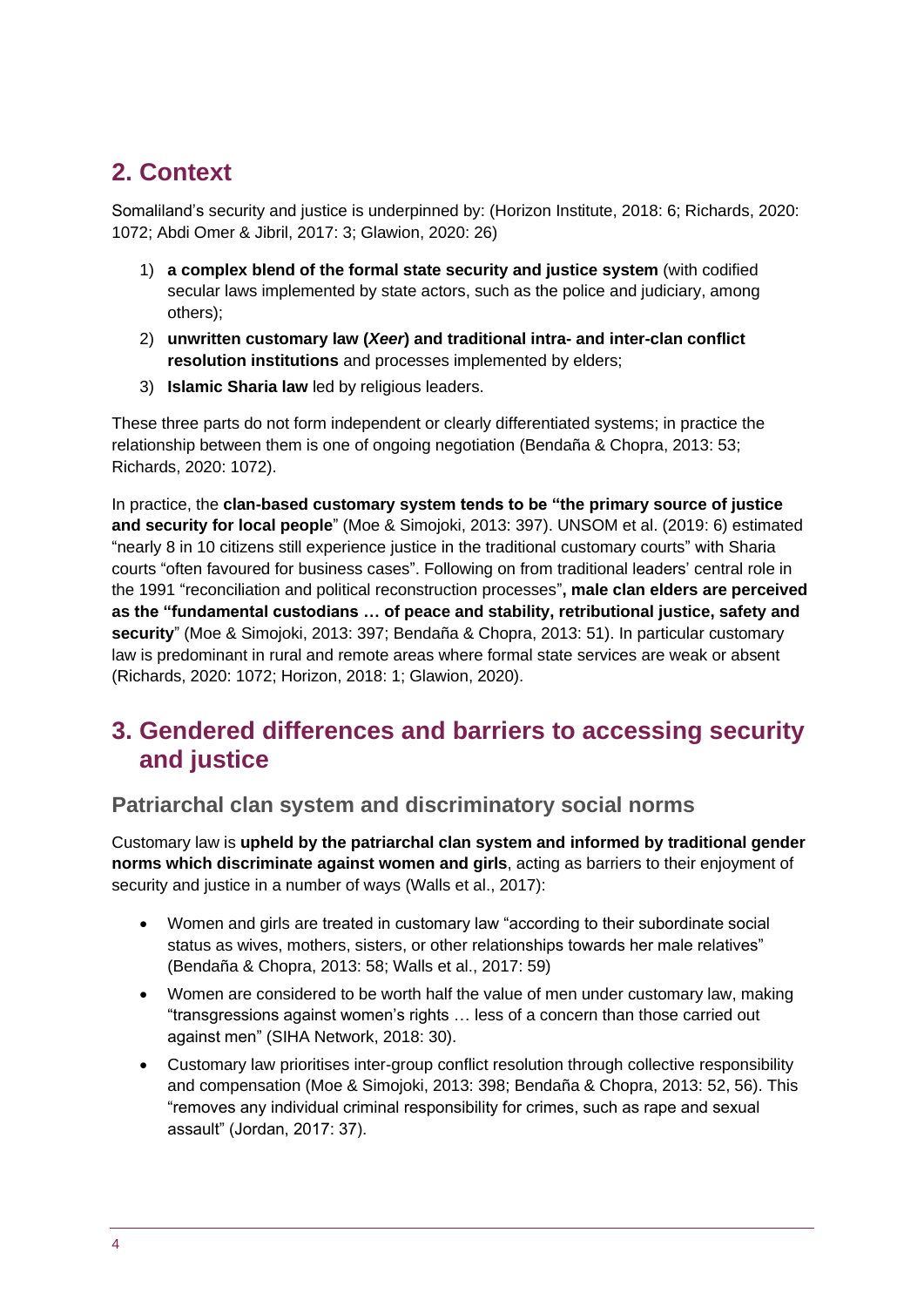## 2. Context

Somaliland's security and justice is underpinned by: (Horizon Institute, 2018: 6; Richards, 2020: 1072; Abdi Omer & Jibril, 2017: 3; Glawion, 2020: 26)

1) **a complex blend of the formal state security and justice system** (with codified secular laws implemented by state actors, such as the police and judiciary, among others);
2) **unwritten customary law (*Xeer*) and traditional intra- and inter-clan conflict resolution institutions** and processes implemented by elders;
3) **Islamic Sharia law** led by religious leaders.

These three parts do not form independent or clearly differentiated systems; in practice the relationship between them is one of ongoing negotiation (Bendaña & Chopra, 2013: 53; Richards, 2020: 1072).

In practice, the **clan-based customary system tends to be "the primary source of justice and security for local people**" (Moe & Simojoki, 2013: 397). UNSOM et al. (2019: 6) estimated "nearly 8 in 10 citizens still experience justice in the traditional customary courts" with Sharia courts "often favoured for business cases". Following on from traditional leaders' central role in the 1991 "reconciliation and political reconstruction processes"**, male clan elders are perceived as the "fundamental custodians … of peace and stability, retributional justice, safety and security**" (Moe & Simojoki, 2013: 397; Bendaña & Chopra, 2013: 51). In particular customary law is predominant in rural and remote areas where formal state services are weak or absent (Richards, 2020: 1072; Horizon, 2018: 1; Glawion, 2020).

## 3. Gendered differences and barriers to accessing security and justice

### Patriarchal clan system and discriminatory social norms

Customary law is **upheld by the patriarchal clan system and informed by traditional gender norms which discriminate against women and girls**, acting as barriers to their enjoyment of security and justice in a number of ways (Walls et al., 2017):

- Women and girls are treated in customary law "according to their subordinate social status as wives, mothers, sisters, or other relationships towards her male relatives" (Bendaña & Chopra, 2013: 58; Walls et al., 2017: 59)
- Women are considered to be worth half the value of men under customary law, making "transgressions against women's rights … less of a concern than those carried out against men" (SIHA Network, 2018: 30).
- Customary law prioritises inter-group conflict resolution through collective responsibility and compensation (Moe & Simojoki, 2013: 398; Bendaña & Chopra, 2013: 52, 56). This "removes any individual criminal responsibility for crimes, such as rape and sexual assault" (Jordan, 2017: 37).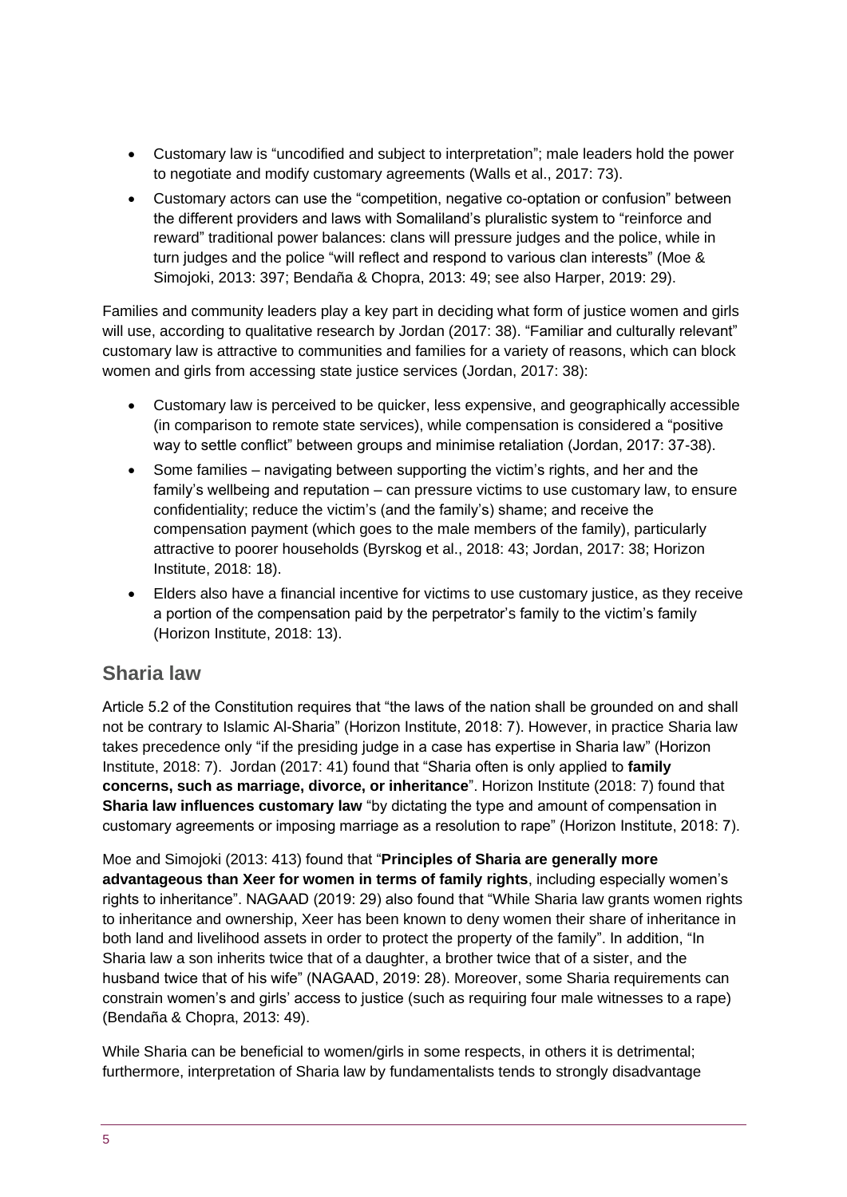- Customary law is "uncodified and subject to interpretation"; male leaders hold the power to negotiate and modify customary agreements (Walls et al., 2017: 73).
- Customary actors can use the "competition, negative co-optation or confusion" between the different providers and laws with Somaliland's pluralistic system to "reinforce and reward" traditional power balances: clans will pressure judges and the police, while in turn judges and the police "will reflect and respond to various clan interests" (Moe & Simojoki, 2013: 397; Bendaña & Chopra, 2013: 49; see also Harper, 2019: 29).

Families and community leaders play a key part in deciding what form of justice women and girls will use, according to qualitative research by Jordan (2017: 38). "Familiar and culturally relevant" customary law is attractive to communities and families for a variety of reasons, which can block women and girls from accessing state justice services (Jordan, 2017: 38):

- Customary law is perceived to be quicker, less expensive, and geographically accessible (in comparison to remote state services), while compensation is considered a "positive way to settle conflict" between groups and minimise retaliation (Jordan, 2017: 37-38).
- Some families – navigating between supporting the victim's rights, and her and the family's wellbeing and reputation – can pressure victims to use customary law, to ensure confidentiality; reduce the victim's (and the family's) shame; and receive the compensation payment (which goes to the male members of the family), particularly attractive to poorer households (Byrskog et al., 2018: 43; Jordan, 2017: 38; Horizon Institute, 2018: 18).
- Elders also have a financial incentive for victims to use customary justice, as they receive a portion of the compensation paid by the perpetrator's family to the victim's family (Horizon Institute, 2018: 13).

## Sharia law

Article 5.2 of the Constitution requires that "the laws of the nation shall be grounded on and shall not be contrary to Islamic Al-Sharia" (Horizon Institute, 2018: 7). However, in practice Sharia law takes precedence only "if the presiding judge in a case has expertise in Sharia law" (Horizon Institute, 2018: 7). Jordan (2017: 41) found that "Sharia often is only applied to **family concerns, such as marriage, divorce, or inheritance**". Horizon Institute (2018: 7) found that **Sharia law influences customary law** "by dictating the type and amount of compensation in customary agreements or imposing marriage as a resolution to rape" (Horizon Institute, 2018: 7).

Moe and Simojoki (2013: 413) found that "**Principles of Sharia are generally more advantageous than Xeer for women in terms of family rights**, including especially women's rights to inheritance". NAGAAD (2019: 29) also found that "While Sharia law grants women rights to inheritance and ownership, Xeer has been known to deny women their share of inheritance in both land and livelihood assets in order to protect the property of the family". In addition, "In Sharia law a son inherits twice that of a daughter, a brother twice that of a sister, and the husband twice that of his wife" (NAGAAD, 2019: 28). Moreover, some Sharia requirements can constrain women's and girls' access to justice (such as requiring four male witnesses to a rape) (Bendaña & Chopra, 2013: 49).

While Sharia can be beneficial to women/girls in some respects, in others it is detrimental; furthermore, interpretation of Sharia law by fundamentalists tends to strongly disadvantage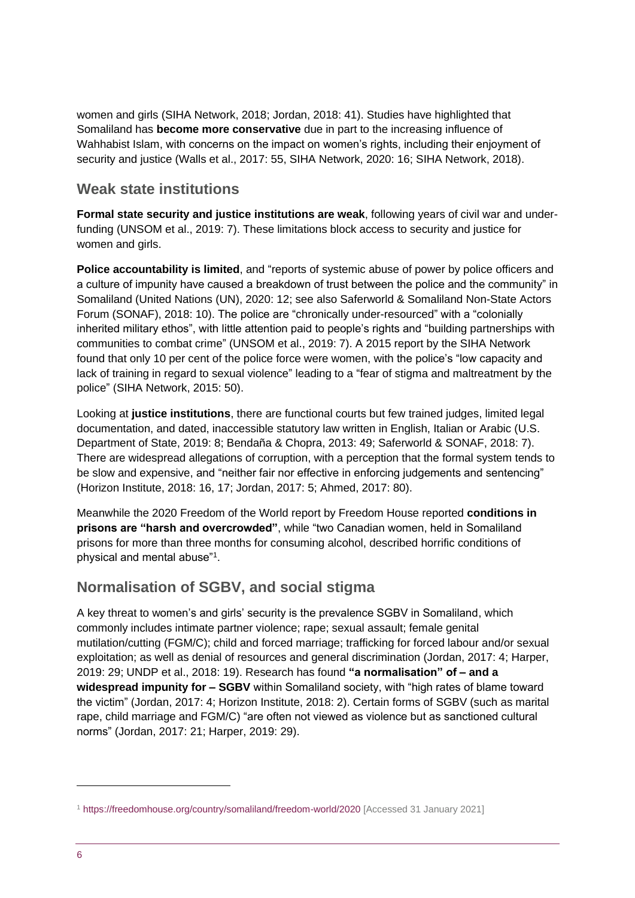women and girls (SIHA Network, 2018; Jordan, 2018: 41). Studies have highlighted that Somaliland has **become more conservative** due in part to the increasing influence of Wahhabist Islam, with concerns on the impact on women's rights, including their enjoyment of security and justice (Walls et al., 2017: 55, SIHA Network, 2020: 16; SIHA Network, 2018).

## Weak state institutions

**Formal state security and justice institutions are weak**, following years of civil war and under-funding (UNSOM et al., 2019: 7). These limitations block access to security and justice for women and girls.

**Police accountability is limited**, and "reports of systemic abuse of power by police officers and a culture of impunity have caused a breakdown of trust between the police and the community" in Somaliland (United Nations (UN), 2020: 12; see also Saferworld & Somaliland Non-State Actors Forum (SONAF), 2018: 10). The police are "chronically under-resourced" with a "colonially inherited military ethos", with little attention paid to people's rights and "building partnerships with communities to combat crime" (UNSOM et al., 2019: 7). A 2015 report by the SIHA Network found that only 10 per cent of the police force were women, with the police's "low capacity and lack of training in regard to sexual violence" leading to a "fear of stigma and maltreatment by the police" (SIHA Network, 2015: 50).

Looking at **justice institutions**, there are functional courts but few trained judges, limited legal documentation, and dated, inaccessible statutory law written in English, Italian or Arabic (U.S. Department of State, 2019: 8; Bendaña & Chopra, 2013: 49; Saferworld & SONAF, 2018: 7). There are widespread allegations of corruption, with a perception that the formal system tends to be slow and expensive, and "neither fair nor effective in enforcing judgements and sentencing" (Horizon Institute, 2018: 16, 17; Jordan, 2017: 5; Ahmed, 2017: 80).

Meanwhile the 2020 Freedom of the World report by Freedom House reported **conditions in prisons are "harsh and overcrowded"**, while "two Canadian women, held in Somaliland prisons for more than three months for consuming alcohol, described horrific conditions of physical and mental abuse"[1].

## Normalisation of SGBV, and social stigma

A key threat to women's and girls' security is the prevalence SGBV in Somaliland, which commonly includes intimate partner violence; rape; sexual assault; female genital mutilation/cutting (FGM/C); child and forced marriage; trafficking for forced labour and/or sexual exploitation; as well as denial of resources and general discrimination (Jordan, 2017: 4; Harper, 2019: 29; UNDP et al., 2018: 19). Research has found **"a normalisation" of – and a widespread impunity for – SGBV** within Somaliland society, with "high rates of blame toward the victim" (Jordan, 2017: 4; Horizon Institute, 2018: 2). Certain forms of SGBV (such as marital rape, child marriage and FGM/C) "are often not viewed as violence but as sanctioned cultural norms" (Jordan, 2017: 21; Harper, 2019: 29).

[1] https://freedomhouse.org/country/somaliland/freedom-world/2020 [Accessed 31 January 2021]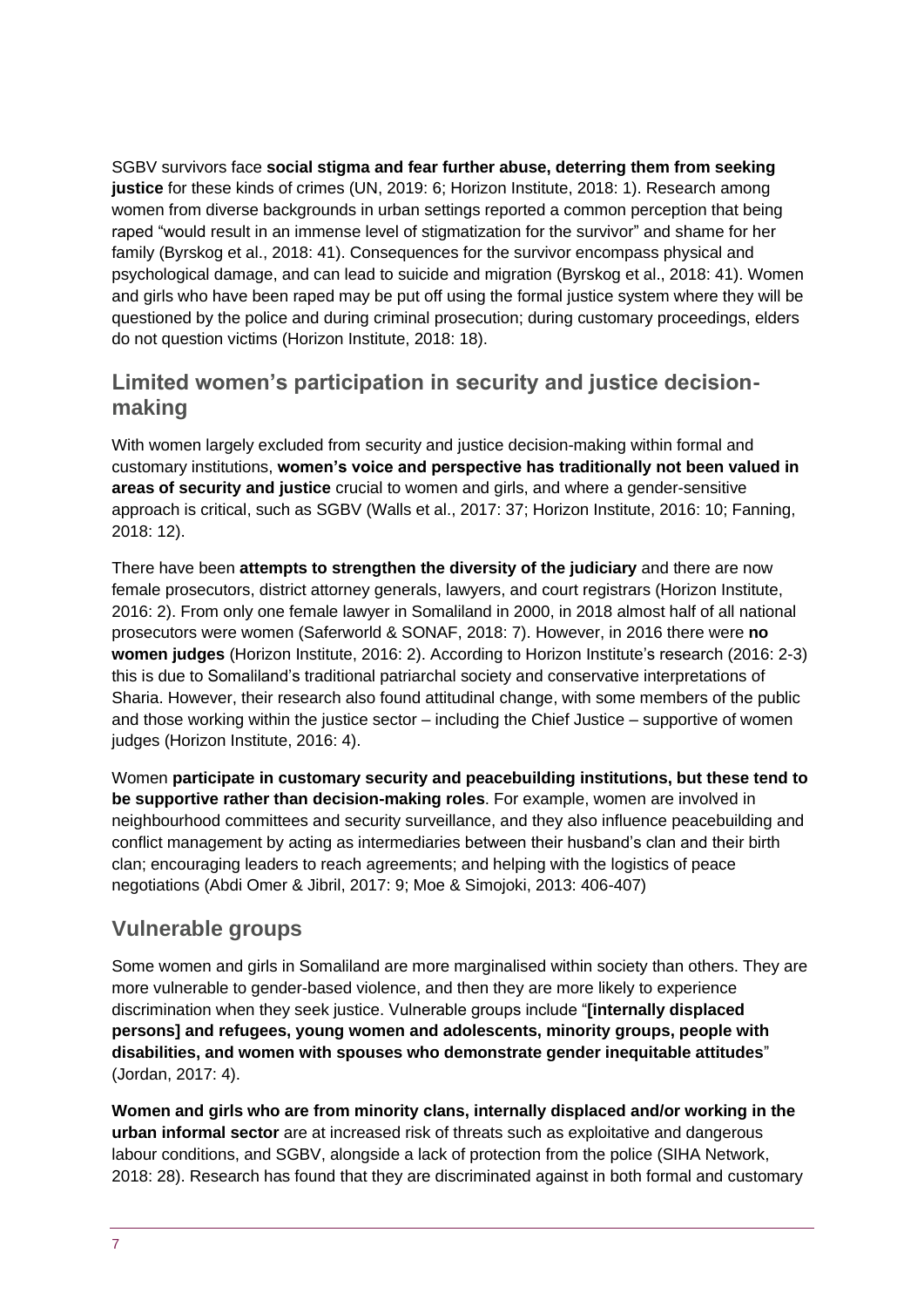SGBV survivors face **social stigma and fear further abuse, deterring them from seeking justice** for these kinds of crimes (UN, 2019: 6; Horizon Institute, 2018: 1). Research among women from diverse backgrounds in urban settings reported a common perception that being raped "would result in an immense level of stigmatization for the survivor" and shame for her family (Byrskog et al., 2018: 41). Consequences for the survivor encompass physical and psychological damage, and can lead to suicide and migration (Byrskog et al., 2018: 41). Women and girls who have been raped may be put off using the formal justice system where they will be questioned by the police and during criminal prosecution; during customary proceedings, elders do not question victims (Horizon Institute, 2018: 18).

## Limited women's participation in security and justice decision-making

With women largely excluded from security and justice decision-making within formal and customary institutions, **women's voice and perspective has traditionally not been valued in areas of security and justice** crucial to women and girls, and where a gender-sensitive approach is critical, such as SGBV (Walls et al., 2017: 37; Horizon Institute, 2016: 10; Fanning, 2018: 12).

There have been **attempts to strengthen the diversity of the judiciary** and there are now female prosecutors, district attorney generals, lawyers, and court registrars (Horizon Institute, 2016: 2). From only one female lawyer in Somaliland in 2000, in 2018 almost half of all national prosecutors were women (Saferworld & SONAF, 2018: 7). However, in 2016 there were **no women judges** (Horizon Institute, 2016: 2). According to Horizon Institute's research (2016: 2-3) this is due to Somaliland's traditional patriarchal society and conservative interpretations of Sharia. However, their research also found attitudinal change, with some members of the public and those working within the justice sector – including the Chief Justice – supportive of women judges (Horizon Institute, 2016: 4).

Women **participate in customary security and peacebuilding institutions, but these tend to be supportive rather than decision-making roles**. For example, women are involved in neighbourhood committees and security surveillance, and they also influence peacebuilding and conflict management by acting as intermediaries between their husband's clan and their birth clan; encouraging leaders to reach agreements; and helping with the logistics of peace negotiations (Abdi Omer & Jibril, 2017: 9; Moe & Simojoki, 2013: 406-407)

## Vulnerable groups

Some women and girls in Somaliland are more marginalised within society than others. They are more vulnerable to gender-based violence, and then they are more likely to experience discrimination when they seek justice. Vulnerable groups include "**[internally displaced persons] and refugees, young women and adolescents, minority groups, people with disabilities, and women with spouses who demonstrate gender inequitable attitudes**" (Jordan, 2017: 4).

**Women and girls who are from minority clans, internally displaced and/or working in the urban informal sector** are at increased risk of threats such as exploitative and dangerous labour conditions, and SGBV, alongside a lack of protection from the police (SIHA Network, 2018: 28). Research has found that they are discriminated against in both formal and customary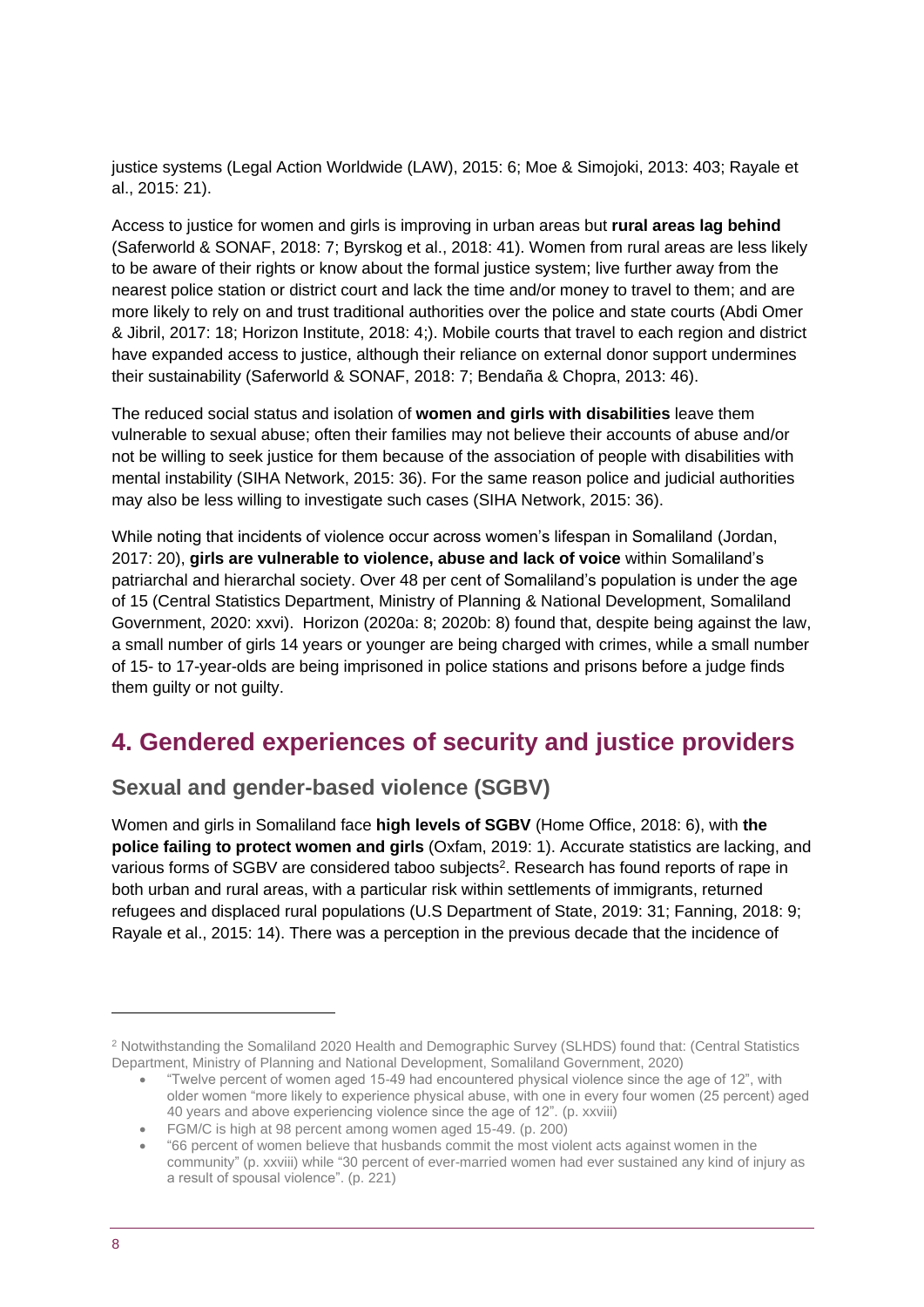justice systems (Legal Action Worldwide (LAW), 2015: 6; Moe & Simojoki, 2013: 403; Rayale et al., 2015: 21).

Access to justice for women and girls is improving in urban areas but **rural areas lag behind** (Saferworld & SONAF, 2018: 7; Byrskog et al., 2018: 41). Women from rural areas are less likely to be aware of their rights or know about the formal justice system; live further away from the nearest police station or district court and lack the time and/or money to travel to them; and are more likely to rely on and trust traditional authorities over the police and state courts (Abdi Omer & Jibril, 2017: 18; Horizon Institute, 2018: 4;). Mobile courts that travel to each region and district have expanded access to justice, although their reliance on external donor support undermines their sustainability (Saferworld & SONAF, 2018: 7; Bendaña & Chopra, 2013: 46).

The reduced social status and isolation of **women and girls with disabilities** leave them vulnerable to sexual abuse; often their families may not believe their accounts of abuse and/or not be willing to seek justice for them because of the association of people with disabilities with mental instability (SIHA Network, 2015: 36). For the same reason police and judicial authorities may also be less willing to investigate such cases (SIHA Network, 2015: 36).

While noting that incidents of violence occur across women's lifespan in Somaliland (Jordan, 2017: 20), **girls are vulnerable to violence, abuse and lack of voice** within Somaliland's patriarchal and hierarchal society. Over 48 per cent of Somaliland's population is under the age of 15 (Central Statistics Department, Ministry of Planning & National Development, Somaliland Government, 2020: xxvi). Horizon (2020a: 8; 2020b: 8) found that, despite being against the law, a small number of girls 14 years or younger are being charged with crimes, while a small number of 15- to 17-year-olds are being imprisoned in police stations and prisons before a judge finds them guilty or not guilty.

## 4. Gendered experiences of security and justice providers

### Sexual and gender-based violence (SGBV)

Women and girls in Somaliland face **high levels of SGBV** (Home Office, 2018: 6), with **the police failing to protect women and girls** (Oxfam, 2019: 1). Accurate statistics are lacking, and various forms of SGBV are considered taboo subjects[2]. Research has found reports of rape in both urban and rural areas, with a particular risk within settlements of immigrants, returned refugees and displaced rural populations (U.S Department of State, 2019: 31; Fanning, 2018: 9; Rayale et al., 2015: 14). There was a perception in the previous decade that the incidence of

---

[2] Notwithstanding the Somaliland 2020 Health and Demographic Survey (SLHDS) found that: (Central Statistics Department, Ministry of Planning and National Development, Somaliland Government, 2020)

- "Twelve percent of women aged 15-49 had encountered physical violence since the age of 12", with older women "more likely to experience physical abuse, with one in every four women (25 percent) aged 40 years and above experiencing violence since the age of 12". (p. xxviii)
- FGM/C is high at 98 percent among women aged 15-49. (p. 200)
- "66 percent of women believe that husbands commit the most violent acts against women in the community" (p. xxviii) while "30 percent of ever-married women had ever sustained any kind of injury as a result of spousal violence". (p. 221)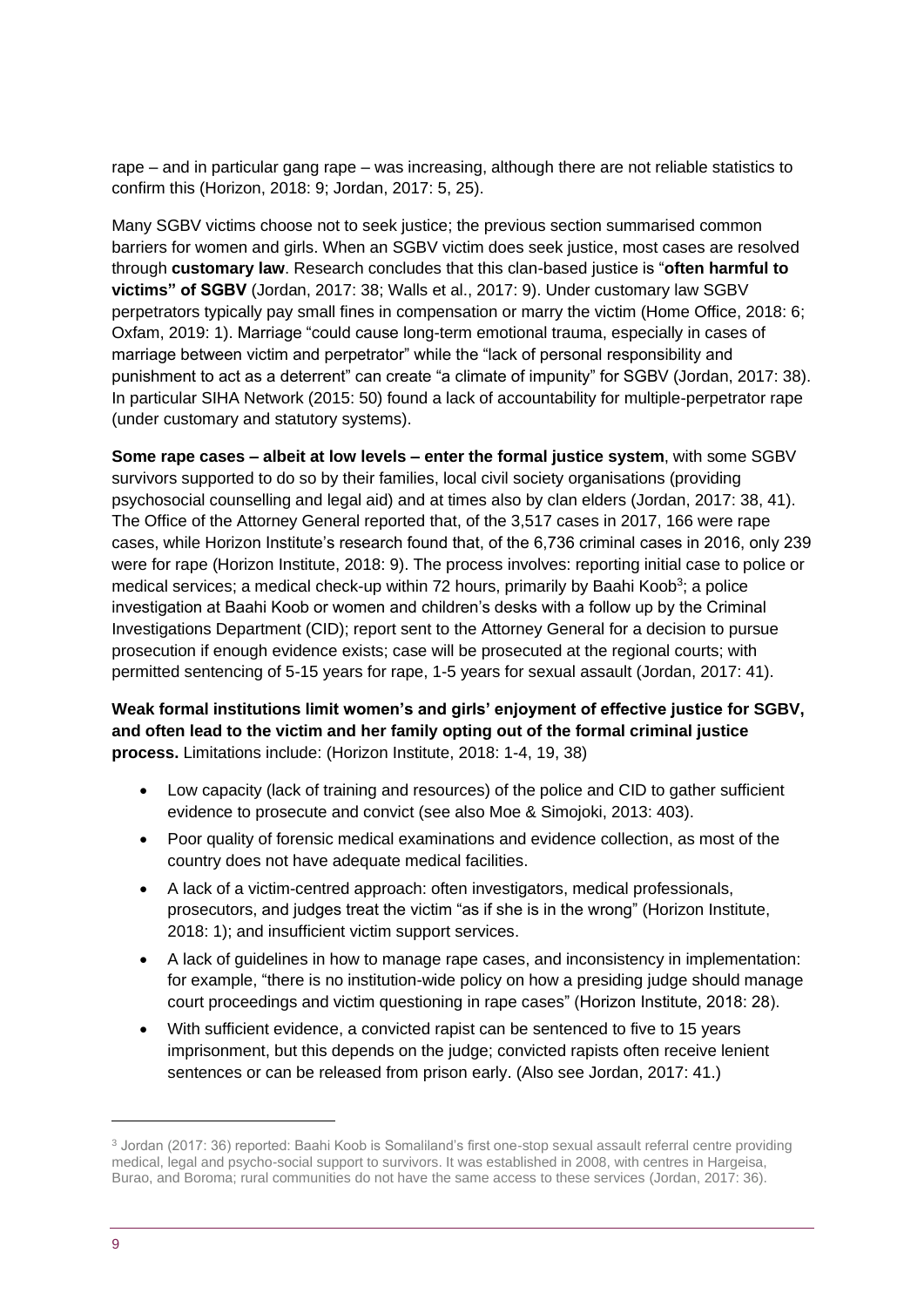rape – and in particular gang rape – was increasing, although there are not reliable statistics to confirm this (Horizon, 2018: 9; Jordan, 2017: 5, 25).

Many SGBV victims choose not to seek justice; the previous section summarised common barriers for women and girls. When an SGBV victim does seek justice, most cases are resolved through **customary law**. Research concludes that this clan-based justice is "**often harmful to victims" of SGBV** (Jordan, 2017: 38; Walls et al., 2017: 9). Under customary law SGBV perpetrators typically pay small fines in compensation or marry the victim (Home Office, 2018: 6; Oxfam, 2019: 1). Marriage "could cause long-term emotional trauma, especially in cases of marriage between victim and perpetrator" while the "lack of personal responsibility and punishment to act as a deterrent" can create "a climate of impunity" for SGBV (Jordan, 2017: 38). In particular SIHA Network (2015: 50) found a lack of accountability for multiple-perpetrator rape (under customary and statutory systems).

**Some rape cases – albeit at low levels – enter the formal justice system**, with some SGBV survivors supported to do so by their families, local civil society organisations (providing psychosocial counselling and legal aid) and at times also by clan elders (Jordan, 2017: 38, 41). The Office of the Attorney General reported that, of the 3,517 cases in 2017, 166 were rape cases, while Horizon Institute's research found that, of the 6,736 criminal cases in 2016, only 239 were for rape (Horizon Institute, 2018: 9). The process involves: reporting initial case to police or medical services; a medical check-up within 72 hours, primarily by Baahi Koob[3]; a police investigation at Baahi Koob or women and children's desks with a follow up by the Criminal Investigations Department (CID); report sent to the Attorney General for a decision to pursue prosecution if enough evidence exists; case will be prosecuted at the regional courts; with permitted sentencing of 5-15 years for rape, 1-5 years for sexual assault (Jordan, 2017: 41).

**Weak formal institutions limit women's and girls' enjoyment of effective justice for SGBV, and often lead to the victim and her family opting out of the formal criminal justice process.** Limitations include: (Horizon Institute, 2018: 1-4, 19, 38)

- Low capacity (lack of training and resources) of the police and CID to gather sufficient evidence to prosecute and convict (see also Moe & Simojoki, 2013: 403).
- Poor quality of forensic medical examinations and evidence collection, as most of the country does not have adequate medical facilities.
- A lack of a victim-centred approach: often investigators, medical professionals, prosecutors, and judges treat the victim "as if she is in the wrong" (Horizon Institute, 2018: 1); and insufficient victim support services.
- A lack of guidelines in how to manage rape cases, and inconsistency in implementation: for example, "there is no institution-wide policy on how a presiding judge should manage court proceedings and victim questioning in rape cases" (Horizon Institute, 2018: 28).
- With sufficient evidence, a convicted rapist can be sentenced to five to 15 years imprisonment, but this depends on the judge; convicted rapists often receive lenient sentences or can be released from prison early. (Also see Jordan, 2017: 41.)

[3] Jordan (2017: 36) reported: Baahi Koob is Somaliland's first one-stop sexual assault referral centre providing medical, legal and psycho-social support to survivors. It was established in 2008, with centres in Hargeisa, Burao, and Boroma; rural communities do not have the same access to these services (Jordan, 2017: 36).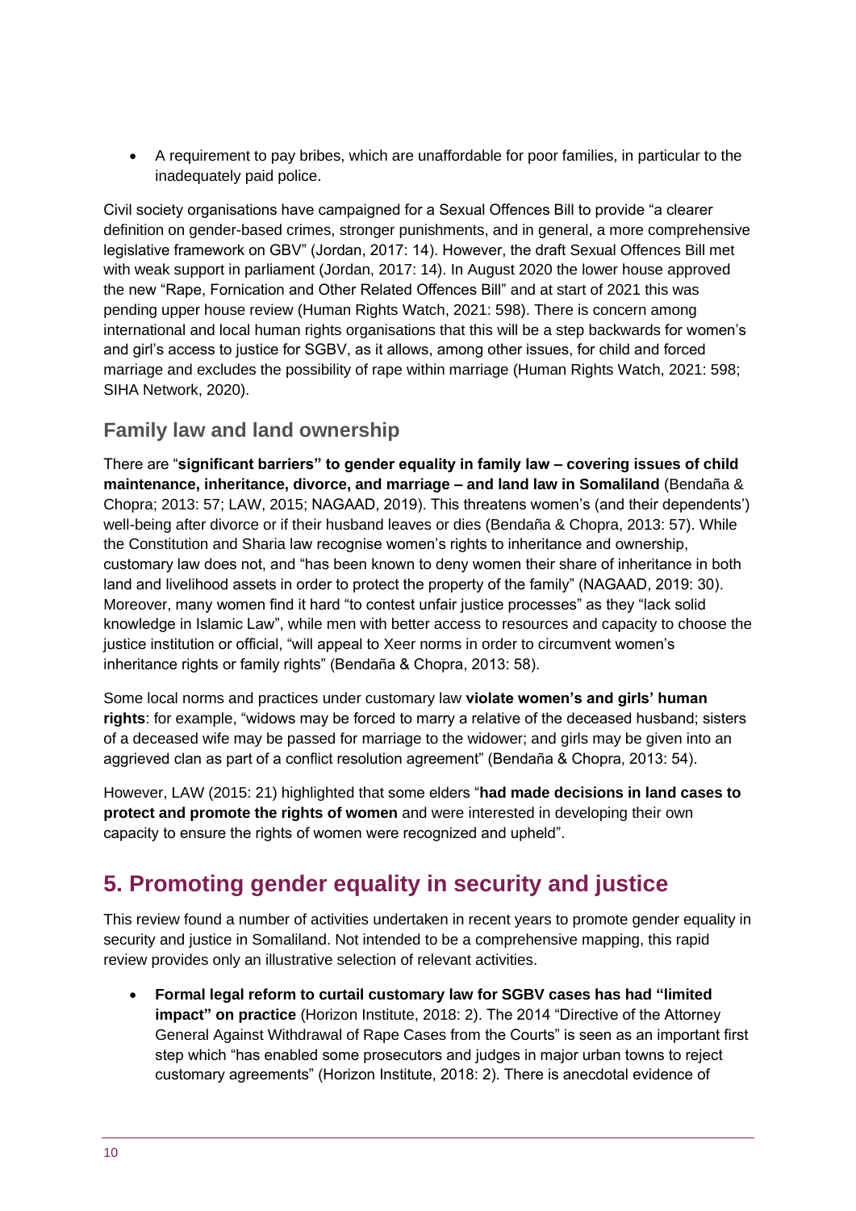- A requirement to pay bribes, which are unaffordable for poor families, in particular to the inadequately paid police.

Civil society organisations have campaigned for a Sexual Offences Bill to provide "a clearer definition on gender-based crimes, stronger punishments, and in general, a more comprehensive legislative framework on GBV" (Jordan, 2017: 14). However, the draft Sexual Offences Bill met with weak support in parliament (Jordan, 2017: 14). In August 2020 the lower house approved the new "Rape, Fornication and Other Related Offences Bill" and at start of 2021 this was pending upper house review (Human Rights Watch, 2021: 598). There is concern among international and local human rights organisations that this will be a step backwards for women's and girl's access to justice for SGBV, as it allows, among other issues, for child and forced marriage and excludes the possibility of rape within marriage (Human Rights Watch, 2021: 598; SIHA Network, 2020).

### Family law and land ownership

There are "**significant barriers" to gender equality in family law – covering issues of child maintenance, inheritance, divorce, and marriage – and land law in Somaliland** (Bendaña & Chopra; 2013: 57; LAW, 2015; NAGAAD, 2019). This threatens women's (and their dependents') well-being after divorce or if their husband leaves or dies (Bendaña & Chopra, 2013: 57). While the Constitution and Sharia law recognise women's rights to inheritance and ownership, customary law does not, and "has been known to deny women their share of inheritance in both land and livelihood assets in order to protect the property of the family" (NAGAAD, 2019: 30). Moreover, many women find it hard "to contest unfair justice processes" as they "lack solid knowledge in Islamic Law", while men with better access to resources and capacity to choose the justice institution or official, "will appeal to Xeer norms in order to circumvent women's inheritance rights or family rights" (Bendaña & Chopra, 2013: 58).

Some local norms and practices under customary law **violate women's and girls' human rights**: for example, "widows may be forced to marry a relative of the deceased husband; sisters of a deceased wife may be passed for marriage to the widower; and girls may be given into an aggrieved clan as part of a conflict resolution agreement" (Bendaña & Chopra, 2013: 54).

However, LAW (2015: 21) highlighted that some elders "**had made decisions in land cases to protect and promote the rights of women** and were interested in developing their own capacity to ensure the rights of women were recognized and upheld".

## 5. Promoting gender equality in security and justice

This review found a number of activities undertaken in recent years to promote gender equality in security and justice in Somaliland. Not intended to be a comprehensive mapping, this rapid review provides only an illustrative selection of relevant activities.

- **Formal legal reform to curtail customary law for SGBV cases has had "limited impact" on practice** (Horizon Institute, 2018: 2). The 2014 "Directive of the Attorney General Against Withdrawal of Rape Cases from the Courts" is seen as an important first step which "has enabled some prosecutors and judges in major urban towns to reject customary agreements" (Horizon Institute, 2018: 2). There is anecdotal evidence of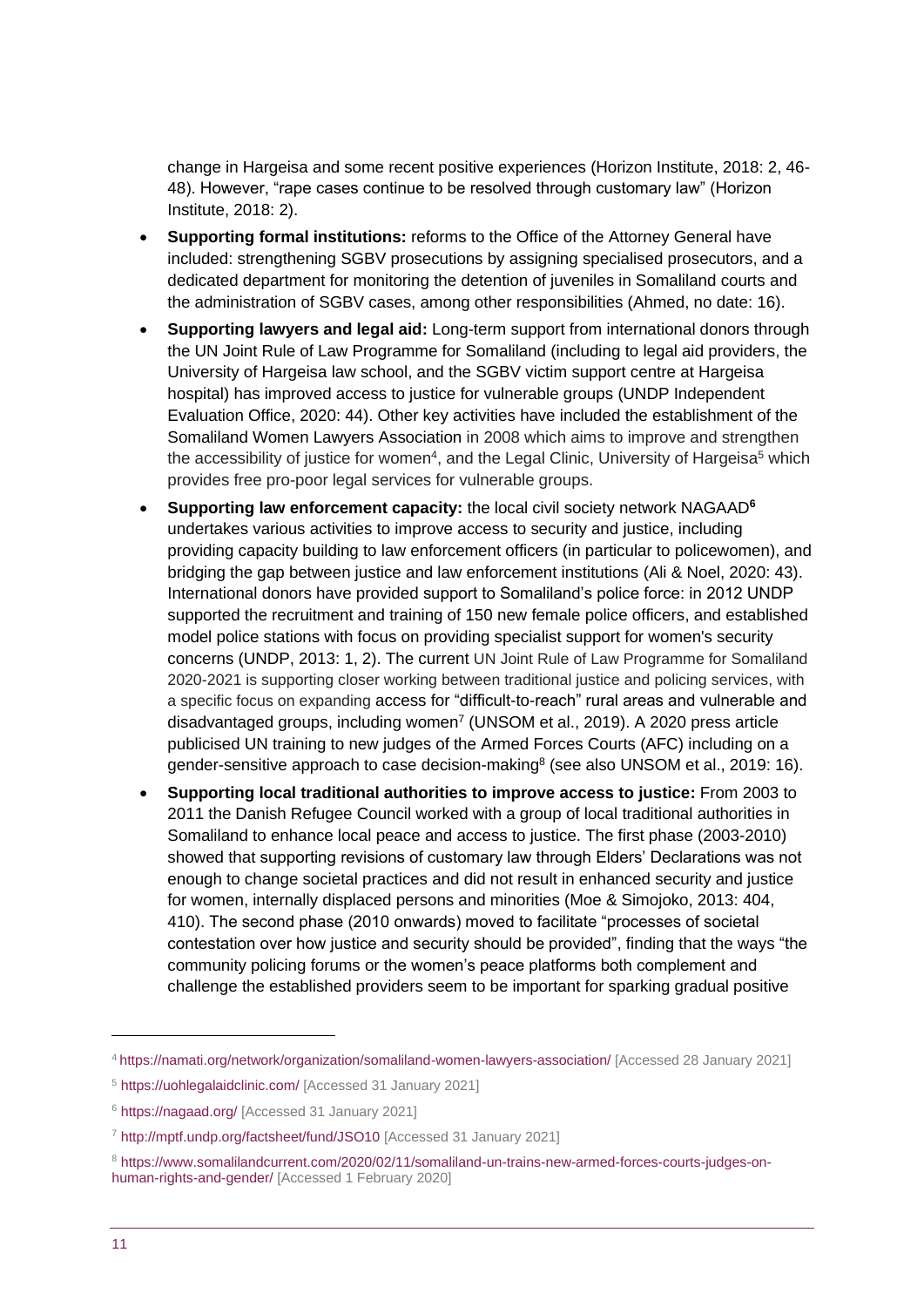change in Hargeisa and some recent positive experiences (Horizon Institute, 2018: 2, 46-48). However, "rape cases continue to be resolved through customary law" (Horizon Institute, 2018: 2).

- **Supporting formal institutions:** reforms to the Office of the Attorney General have included: strengthening SGBV prosecutions by assigning specialised prosecutors, and a dedicated department for monitoring the detention of juveniles in Somaliland courts and the administration of SGBV cases, among other responsibilities (Ahmed, no date: 16).
- **Supporting lawyers and legal aid:** Long-term support from international donors through the UN Joint Rule of Law Programme for Somaliland (including to legal aid providers, the University of Hargeisa law school, and the SGBV victim support centre at Hargeisa hospital) has improved access to justice for vulnerable groups (UNDP Independent Evaluation Office, 2020: 44). Other key activities have included the establishment of the Somaliland Women Lawyers Association in 2008 which aims to improve and strengthen the accessibility of justice for women[4], and the Legal Clinic, University of Hargeisa[5] which provides free pro-poor legal services for vulnerable groups.
- **Supporting law enforcement capacity:** the local civil society network NAGAAD[6] undertakes various activities to improve access to security and justice, including providing capacity building to law enforcement officers (in particular to policewomen), and bridging the gap between justice and law enforcement institutions (Ali & Noel, 2020: 43). International donors have provided support to Somaliland's police force: in 2012 UNDP supported the recruitment and training of 150 new female police officers, and established model police stations with focus on providing specialist support for women's security concerns (UNDP, 2013: 1, 2). The current UN Joint Rule of Law Programme for Somaliland 2020-2021 is supporting closer working between traditional justice and policing services, with a specific focus on expanding access for "difficult-to-reach" rural areas and vulnerable and disadvantaged groups, including women[7] (UNSOM et al., 2019). A 2020 press article publicised UN training to new judges of the Armed Forces Courts (AFC) including on a gender-sensitive approach to case decision-making[8] (see also UNSOM et al., 2019: 16).
- **Supporting local traditional authorities to improve access to justice:** From 2003 to 2011 the Danish Refugee Council worked with a group of local traditional authorities in Somaliland to enhance local peace and access to justice. The first phase (2003-2010) showed that supporting revisions of customary law through Elders' Declarations was not enough to change societal practices and did not result in enhanced security and justice for women, internally displaced persons and minorities (Moe & Simojoko, 2013: 404, 410). The second phase (2010 onwards) moved to facilitate "processes of societal contestation over how justice and security should be provided", finding that the ways "the community policing forums or the women's peace platforms both complement and challenge the established providers seem to be important for sparking gradual positive

---

[4] https://namati.org/network/organization/somaliland-women-lawyers-association/ [Accessed 28 January 2021]

[5] https://uohlegalaidclinic.com/ [Accessed 31 January 2021]

[6] https://nagaad.org/ [Accessed 31 January 2021]

[7] http://mptf.undp.org/factsheet/fund/JSO10 [Accessed 31 January 2021]

[8] https://www.somalilandcurrent.com/2020/02/11/somaliland-un-trains-new-armed-forces-courts-judges-on-human-rights-and-gender/ [Accessed 1 February 2020]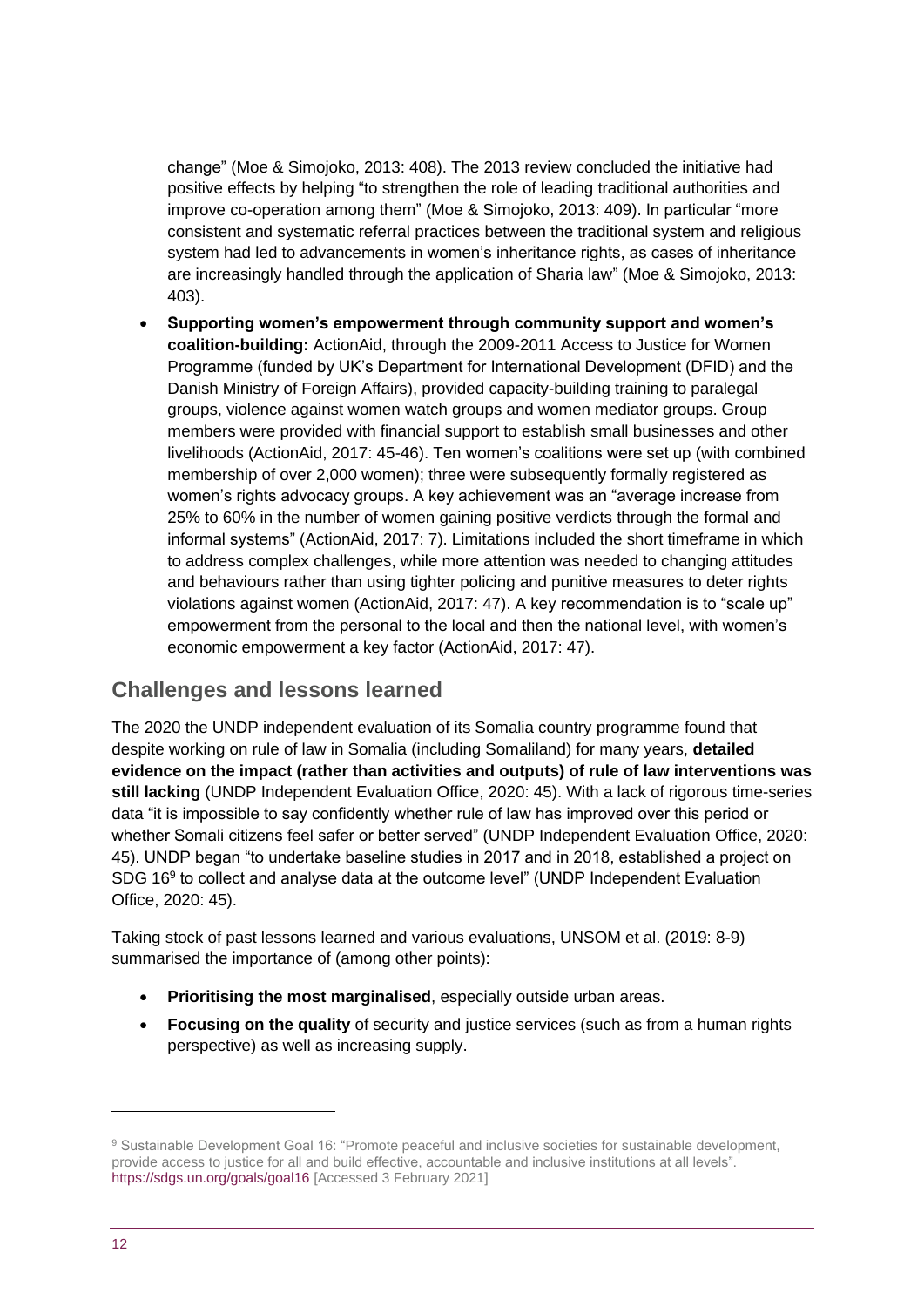change" (Moe & Simojoko, 2013: 408). The 2013 review concluded the initiative had positive effects by helping "to strengthen the role of leading traditional authorities and improve co-operation among them" (Moe & Simojoko, 2013: 409). In particular "more consistent and systematic referral practices between the traditional system and religious system had led to advancements in women's inheritance rights, as cases of inheritance are increasingly handled through the application of Sharia law" (Moe & Simojoko, 2013: 403).

- **Supporting women's empowerment through community support and women's coalition-building:** ActionAid, through the 2009-2011 Access to Justice for Women Programme (funded by UK's Department for International Development (DFID) and the Danish Ministry of Foreign Affairs), provided capacity-building training to paralegal groups, violence against women watch groups and women mediator groups. Group members were provided with financial support to establish small businesses and other livelihoods (ActionAid, 2017: 45-46). Ten women's coalitions were set up (with combined membership of over 2,000 women); three were subsequently formally registered as women's rights advocacy groups. A key achievement was an "average increase from 25% to 60% in the number of women gaining positive verdicts through the formal and informal systems" (ActionAid, 2017: 7). Limitations included the short timeframe in which to address complex challenges, while more attention was needed to changing attitudes and behaviours rather than using tighter policing and punitive measures to deter rights violations against women (ActionAid, 2017: 47). A key recommendation is to "scale up" empowerment from the personal to the local and then the national level, with women's economic empowerment a key factor (ActionAid, 2017: 47).

## Challenges and lessons learned

The 2020 the UNDP independent evaluation of its Somalia country programme found that despite working on rule of law in Somalia (including Somaliland) for many years, **detailed evidence on the impact (rather than activities and outputs) of rule of law interventions was still lacking** (UNDP Independent Evaluation Office, 2020: 45). With a lack of rigorous time-series data "it is impossible to say confidently whether rule of law has improved over this period or whether Somali citizens feel safer or better served" (UNDP Independent Evaluation Office, 2020: 45). UNDP began "to undertake baseline studies in 2017 and in 2018, established a project on SDG 16[9] to collect and analyse data at the outcome level" (UNDP Independent Evaluation Office, 2020: 45).

Taking stock of past lessons learned and various evaluations, UNSOM et al. (2019: 8-9) summarised the importance of (among other points):

- **Prioritising the most marginalised**, especially outside urban areas.
- **Focusing on the quality** of security and justice services (such as from a human rights perspective) as well as increasing supply.

[9] Sustainable Development Goal 16: "Promote peaceful and inclusive societies for sustainable development, provide access to justice for all and build effective, accountable and inclusive institutions at all levels". https://sdgs.un.org/goals/goal16 [Accessed 3 February 2021]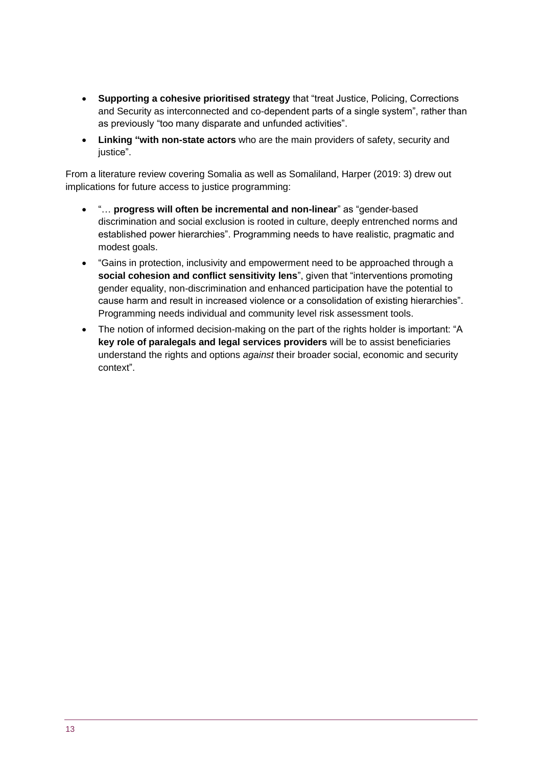- **Supporting a cohesive prioritised strategy** that "treat Justice, Policing, Corrections and Security as interconnected and co-dependent parts of a single system", rather than as previously "too many disparate and unfunded activities".
- **Linking "with non-state actors** who are the main providers of safety, security and justice".

From a literature review covering Somalia as well as Somaliland, Harper (2019: 3) drew out implications for future access to justice programming:

- "… **progress will often be incremental and non-linear**" as "gender-based discrimination and social exclusion is rooted in culture, deeply entrenched norms and established power hierarchies". Programming needs to have realistic, pragmatic and modest goals.
- "Gains in protection, inclusivity and empowerment need to be approached through a **social cohesion and conflict sensitivity lens**", given that "interventions promoting gender equality, non-discrimination and enhanced participation have the potential to cause harm and result in increased violence or a consolidation of existing hierarchies". Programming needs individual and community level risk assessment tools.
- The notion of informed decision-making on the part of the rights holder is important: "A **key role of paralegals and legal services providers** will be to assist beneficiaries understand the rights and options *against* their broader social, economic and security context".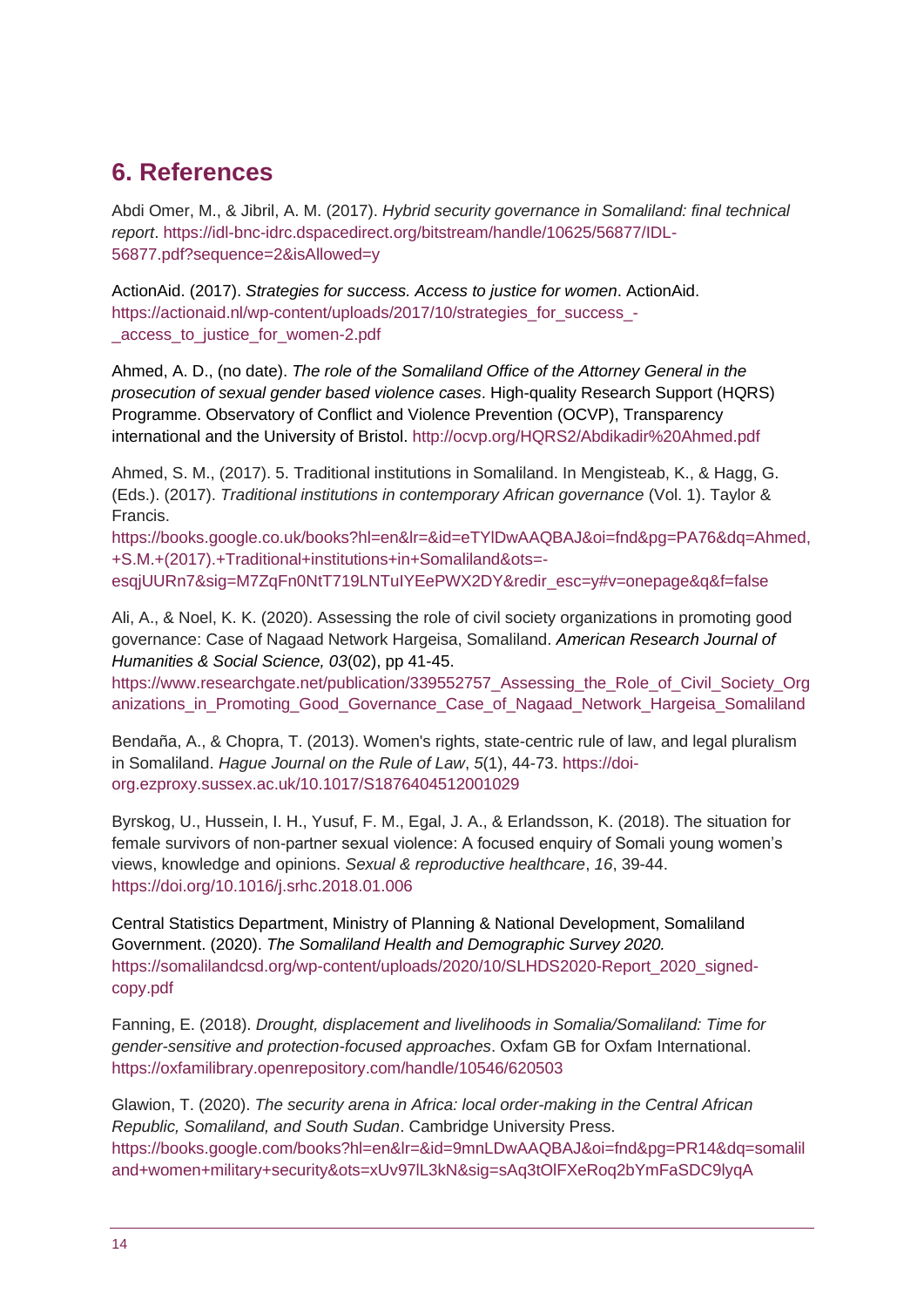## 6. References

Abdi Omer, M., & Jibril, A. M. (2017). *Hybrid security governance in Somaliland: final technical report*. https://idl-bnc-idrc.dspacedirect.org/bitstream/handle/10625/56877/IDL-56877.pdf?sequence=2&isAllowed=y

ActionAid. (2017). *Strategies for success. Access to justice for women*. ActionAid. https://actionaid.nl/wp-content/uploads/2017/10/strategies_for_success_-_access_to_justice_for_women-2.pdf

Ahmed, A. D., (no date). *The role of the Somaliland Office of the Attorney General in the prosecution of sexual gender based violence cases*. High-quality Research Support (HQRS) Programme. Observatory of Conflict and Violence Prevention (OCVP), Transparency international and the University of Bristol. http://ocvp.org/HQRS2/Abdikadir%20Ahmed.pdf

Ahmed, S. M., (2017). 5. Traditional institutions in Somaliland. In Mengisteab, K., & Hagg, G. (Eds.). (2017). *Traditional institutions in contemporary African governance* (Vol. 1). Taylor & Francis. https://books.google.co.uk/books?hl=en&lr=&id=eTYlDwAAQBAJ&oi=fnd&pg=PA76&dq=Ahmed,+S.M.+(2017).+Traditional+institutions+in+Somaliland&ots=-esqjUURn7&sig=M7ZqFn0NtT719LNTuIYEePWX2DY&redir_esc=y#v=onepage&q&f=false

Ali, A., & Noel, K. K. (2020). Assessing the role of civil society organizations in promoting good governance: Case of Nagaad Network Hargeisa, Somaliland. *American Research Journal of Humanities & Social Science, 03*(02), pp 41-45. https://www.researchgate.net/publication/339552757_Assessing_the_Role_of_Civil_Society_Organizations_in_Promoting_Good_Governance_Case_of_Nagaad_Network_Hargeisa_Somaliland

Bendaña, A., & Chopra, T. (2013). Women's rights, state-centric rule of law, and legal pluralism in Somaliland. *Hague Journal on the Rule of Law*, *5*(1), 44-73. https://doi-org.ezproxy.sussex.ac.uk/10.1017/S1876404512001029

Byrskog, U., Hussein, I. H., Yusuf, F. M., Egal, J. A., & Erlandsson, K. (2018). The situation for female survivors of non-partner sexual violence: A focused enquiry of Somali young women's views, knowledge and opinions. *Sexual & reproductive healthcare*, *16*, 39-44. https://doi.org/10.1016/j.srhc.2018.01.006

Central Statistics Department, Ministry of Planning & National Development, Somaliland Government. (2020). *The Somaliland Health and Demographic Survey 2020.* https://somalilandcsd.org/wp-content/uploads/2020/10/SLHDS2020-Report_2020_signed-copy.pdf

Fanning, E. (2018). *Drought, displacement and livelihoods in Somalia/Somaliland: Time for gender-sensitive and protection-focused approaches*. Oxfam GB for Oxfam International. https://oxfamilibrary.openrepository.com/handle/10546/620503

Glawion, T. (2020). *The security arena in Africa: local order-making in the Central African Republic, Somaliland, and South Sudan*. Cambridge University Press. https://books.google.com/books?hl=en&lr=&id=9mnLDwAAQBAJ&oi=fnd&pg=PR14&dq=somaliland+women+military+security&ots=xUv97lL3kN&sig=sAq3tOlFXeRoq2bYmFaSDC9lyqA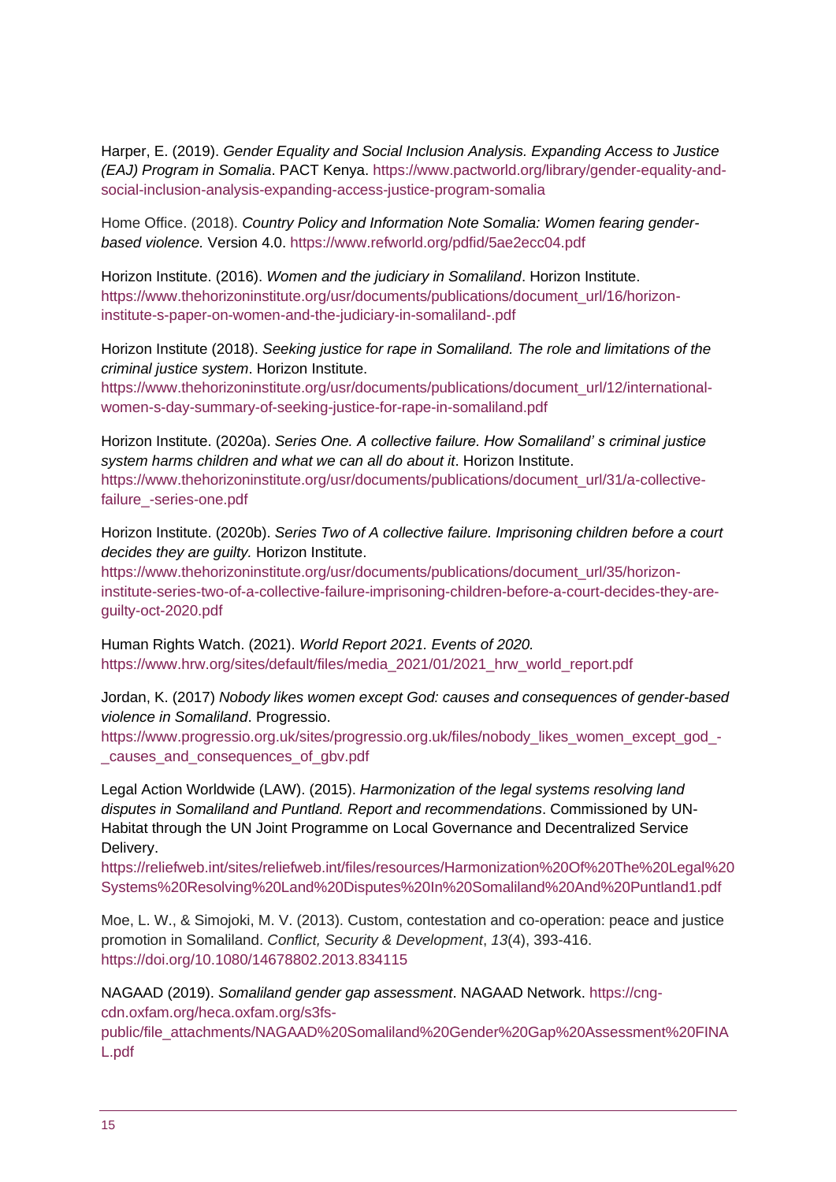Harper, E. (2019). *Gender Equality and Social Inclusion Analysis. Expanding Access to Justice (EAJ) Program in Somalia*. PACT Kenya. https://www.pactworld.org/library/gender-equality-and-social-inclusion-analysis-expanding-access-justice-program-somalia

Home Office. (2018). *Country Policy and Information Note Somalia: Women fearing gender-based violence.* Version 4.0. https://www.refworld.org/pdfid/5ae2ecc04.pdf

Horizon Institute. (2016). *Women and the judiciary in Somaliland*. Horizon Institute. https://www.thehorizoninstitute.org/usr/documents/publications/document_url/16/horizon-institute-s-paper-on-women-and-the-judiciary-in-somaliland-.pdf

Horizon Institute (2018). *Seeking justice for rape in Somaliland. The role and limitations of the criminal justice system*. Horizon Institute. https://www.thehorizoninstitute.org/usr/documents/publications/document_url/12/international-women-s-day-summary-of-seeking-justice-for-rape-in-somaliland.pdf

Horizon Institute. (2020a). *Series One. A collective failure. How Somaliland' s criminal justice system harms children and what we can all do about it*. Horizon Institute. https://www.thehorizoninstitute.org/usr/documents/publications/document_url/31/a-collective-failure_-series-one.pdf

Horizon Institute. (2020b). *Series Two of A collective failure. Imprisoning children before a court decides they are guilty.* Horizon Institute. https://www.thehorizoninstitute.org/usr/documents/publications/document_url/35/horizon-institute-series-two-of-a-collective-failure-imprisoning-children-before-a-court-decides-they-are-guilty-oct-2020.pdf

Human Rights Watch. (2021). *World Report 2021. Events of 2020.* https://www.hrw.org/sites/default/files/media_2021/01/2021_hrw_world_report.pdf

Jordan, K. (2017) *Nobody likes women except God: causes and consequences of gender-based violence in Somaliland*. Progressio. https://www.progressio.org.uk/sites/progressio.org.uk/files/nobody_likes_women_except_god_-_causes_and_consequences_of_gbv.pdf

Legal Action Worldwide (LAW). (2015). *Harmonization of the legal systems resolving land disputes in Somaliland and Puntland. Report and recommendations*. Commissioned by UN-Habitat through the UN Joint Programme on Local Governance and Decentralized Service Delivery. https://reliefweb.int/sites/reliefweb.int/files/resources/Harmonization%20Of%20The%20Legal%20Systems%20Resolving%20Land%20Disputes%20In%20Somaliland%20And%20Puntland1.pdf

Moe, L. W., & Simojoki, M. V. (2013). Custom, contestation and co-operation: peace and justice promotion in Somaliland. *Conflict, Security & Development*, *13*(4), 393-416. https://doi.org/10.1080/14678802.2013.834115

NAGAAD (2019). *Somaliland gender gap assessment*. NAGAAD Network. https://cng-cdn.oxfam.org/heca.oxfam.org/s3fs-public/file_attachments/NAGAAD%20Somaliland%20Gender%20Gap%20Assessment%20FINAL.pdf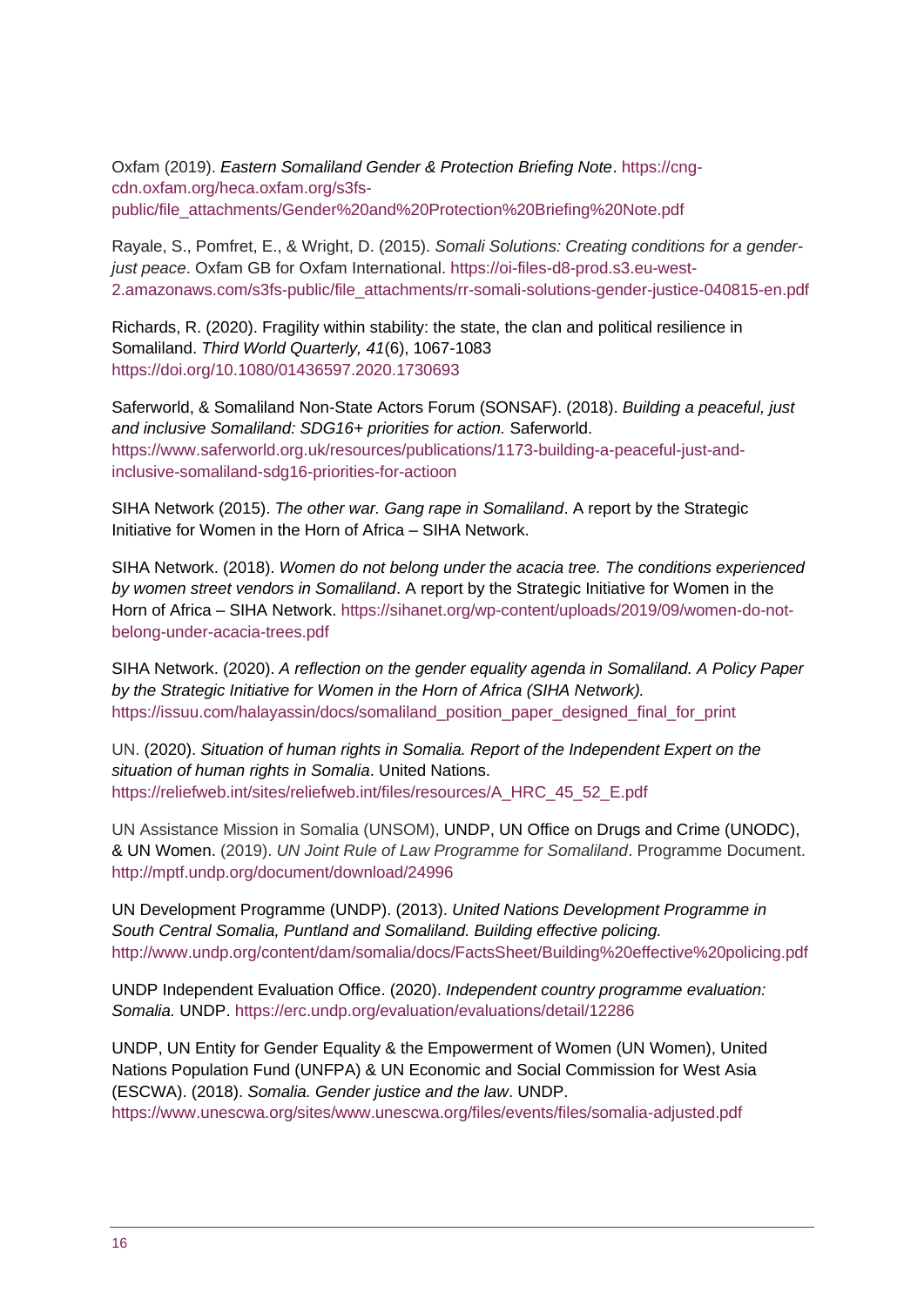Oxfam (2019). *Eastern Somaliland Gender & Protection Briefing Note*. https://cng-cdn.oxfam.org/heca.oxfam.org/s3fs-public/file_attachments/Gender%20and%20Protection%20Briefing%20Note.pdf

Rayale, S., Pomfret, E., & Wright, D. (2015). *Somali Solutions: Creating conditions for a gender-just peace*. Oxfam GB for Oxfam International. https://oi-files-d8-prod.s3.eu-west-2.amazonaws.com/s3fs-public/file_attachments/rr-somali-solutions-gender-justice-040815-en.pdf

Richards, R. (2020). Fragility within stability: the state, the clan and political resilience in Somaliland. *Third World Quarterly, 41*(6), 1067-1083 https://doi.org/10.1080/01436597.2020.1730693

Saferworld, & Somaliland Non-State Actors Forum (SONSAF). (2018). *Building a peaceful, just and inclusive Somaliland: SDG16+ priorities for action.* Saferworld. https://www.saferworld.org.uk/resources/publications/1173-building-a-peaceful-just-and-inclusive-somaliland-sdg16-priorities-for-actioon

SIHA Network (2015). *The other war. Gang rape in Somaliland*. A report by the Strategic Initiative for Women in the Horn of Africa – SIHA Network.

SIHA Network. (2018). *Women do not belong under the acacia tree. The conditions experienced by women street vendors in Somaliland*. A report by the Strategic Initiative for Women in the Horn of Africa – SIHA Network. https://sihanet.org/wp-content/uploads/2019/09/women-do-not-belong-under-acacia-trees.pdf

SIHA Network. (2020). *A reflection on the gender equality agenda in Somaliland. A Policy Paper by the Strategic Initiative for Women in the Horn of Africa (SIHA Network).* https://issuu.com/halayassin/docs/somaliland_position_paper_designed_final_for_print

UN. (2020). *Situation of human rights in Somalia. Report of the Independent Expert on the situation of human rights in Somalia*. United Nations. https://reliefweb.int/sites/reliefweb.int/files/resources/A_HRC_45_52_E.pdf

UN Assistance Mission in Somalia (UNSOM), UNDP, UN Office on Drugs and Crime (UNODC), & UN Women. (2019). *UN Joint Rule of Law Programme for Somaliland*. Programme Document. http://mptf.undp.org/document/download/24996

UN Development Programme (UNDP). (2013). *United Nations Development Programme in South Central Somalia, Puntland and Somaliland. Building effective policing.* http://www.undp.org/content/dam/somalia/docs/FactsSheet/Building%20effective%20policing.pdf

UNDP Independent Evaluation Office. (2020). *Independent country programme evaluation: Somalia.* UNDP. https://erc.undp.org/evaluation/evaluations/detail/12286

UNDP, UN Entity for Gender Equality & the Empowerment of Women (UN Women), United Nations Population Fund (UNFPA) & UN Economic and Social Commission for West Asia (ESCWA). (2018). *Somalia. Gender justice and the law*. UNDP. https://www.unescwa.org/sites/www.unescwa.org/files/events/files/somalia-adjusted.pdf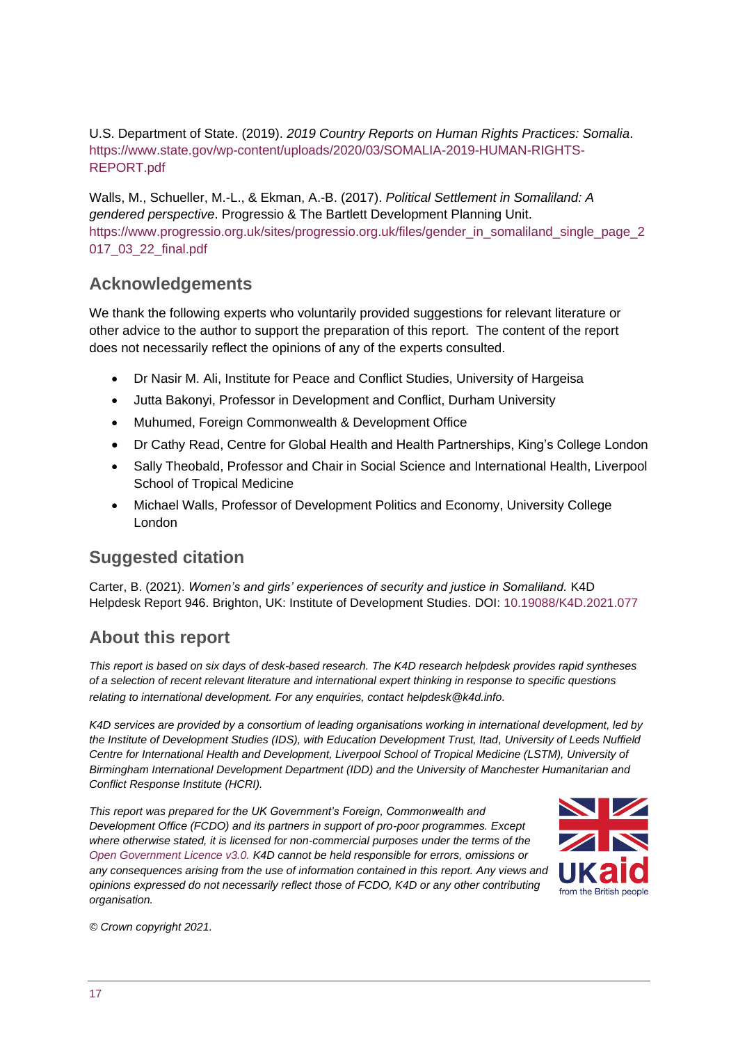U.S. Department of State. (2019). *2019 Country Reports on Human Rights Practices: Somalia*. https://www.state.gov/wp-content/uploads/2020/03/SOMALIA-2019-HUMAN-RIGHTS-REPORT.pdf

Walls, M., Schueller, M.-L., & Ekman, A.-B. (2017). *Political Settlement in Somaliland: A gendered perspective*. Progressio & The Bartlett Development Planning Unit. https://www.progressio.org.uk/sites/progressio.org.uk/files/gender_in_somaliland_single_page_2017_03_22_final.pdf

## Acknowledgements

We thank the following experts who voluntarily provided suggestions for relevant literature or other advice to the author to support the preparation of this report. The content of the report does not necessarily reflect the opinions of any of the experts consulted.

- Dr Nasir M. Ali, Institute for Peace and Conflict Studies, University of Hargeisa
- Jutta Bakonyi, Professor in Development and Conflict, Durham University
- Muhumed, Foreign Commonwealth & Development Office
- Dr Cathy Read, Centre for Global Health and Health Partnerships, King's College London
- Sally Theobald, Professor and Chair in Social Science and International Health, Liverpool School of Tropical Medicine
- Michael Walls, Professor of Development Politics and Economy, University College London

## Suggested citation

Carter, B. (2021). *Women's and girls' experiences of security and justice in Somaliland.* K4D Helpdesk Report 946. Brighton, UK: Institute of Development Studies. DOI: 10.19088/K4D.2021.077

## About this report

*This report is based on six days of desk-based research. The K4D research helpdesk provides rapid syntheses of a selection of recent relevant literature and international expert thinking in response to specific questions relating to international development. For any enquiries, contact helpdesk@k4d.info.*

*K4D services are provided by a consortium of leading organisations working in international development, led by the Institute of Development Studies (IDS), with Education Development Trust, Itad, University of Leeds Nuffield Centre for International Health and Development, Liverpool School of Tropical Medicine (LSTM), University of Birmingham International Development Department (IDD) and the University of Manchester Humanitarian and Conflict Response Institute (HCRI).*

*This report was prepared for the UK Government's Foreign, Commonwealth and Development Office (FCDO) and its partners in support of pro-poor programmes. Except where otherwise stated, it is licensed for non-commercial purposes under the terms of the Open Government Licence v3.0. K4D cannot be held responsible for errors, omissions or any consequences arising from the use of information contained in this report. Any views and opinions expressed do not necessarily reflect those of FCDO, K4D or any other contributing organisation.*

UKaid from the British people

*© Crown copyright 2021.*